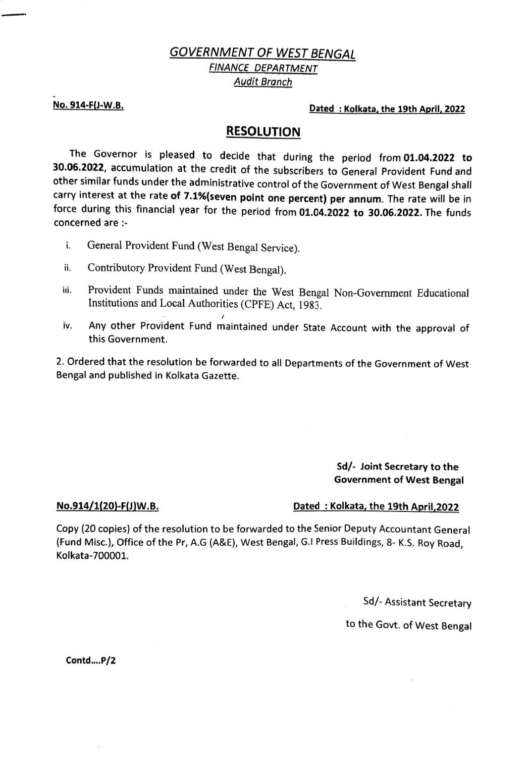## *GOVERNMENT OF WEST BENGAL*

### *FINANCE DEPARTMENT*

### *Audit Branch*

**No. 914-F(J-W.B.** **Dated : Kolkata, the 19th April, 2022**

## RESOLUTION

The Governor is pleased to decide that during the period from **01.04.2022 to 30.06.2022**, accumulation at the credit of the subscribers to General Provident Fund and other similar funds under the administrative control of the Government of West Bengal shall carry interest at the rate **of 7.1%(seven point one percent) per annum**. The rate will be in force during this financial year for the period from **01.04.2022 to 30.06.2022.** The funds concerned are :-

i. General Provident Fund (West Bengal Service).

ii. Contributory Provident Fund (West Bengal).

iii. Provident Funds maintained under the West Bengal Non-Government Educational Institutions and Local Authorities (CPFE) Act, 1983.

iv. Any other Provident Fund maintained under State Account with the approval of this Government.

2. Ordered that the resolution be forwarded to all Departments of the Government of West Bengal and published in Kolkata Gazette.

**Sd/- Joint Secretary to the Government of West Bengal**

**No.914/1(20)-F(J)W.B.** **Dated : Kolkata, the 19th April,2022**

Copy (20 copies) of the resolution to be forwarded to the Senior Deputy Accountant General (Fund Misc.), Office of the Pr, A.G (A&E), West Bengal, G.I Press Buildings, 8- K.S. Roy Road, Kolkata-700001.

Sd/- Assistant Secretary

to the Govt. of West Bengal

**Contd....P/2**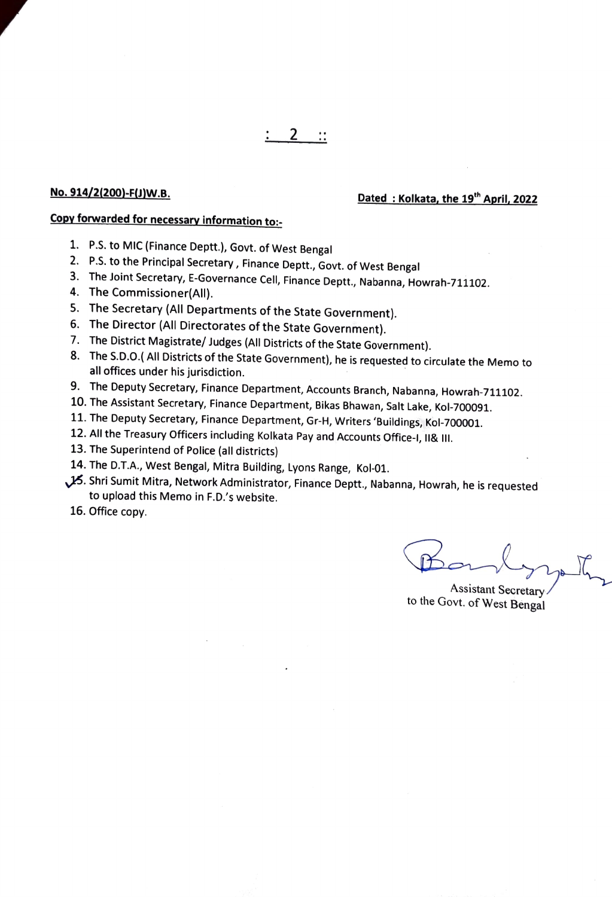**No. 914/2(200)-F(J)W.B.** **Dated : Kolkata, the 19th April, 2022**

**Copy forwarded for necessary information to:-**

1. P.S. to MIC (Finance Deptt.), Govt. of West Bengal
2. P.S. to the Principal Secretary , Finance Deptt., Govt. of West Bengal
3. The Joint Secretary, E-Governance Cell, Finance Deptt., Nabanna, Howrah-711102.
4. The Commissioner(All).
5. The Secretary (All Departments of the State Government).
6. The Director (All Directorates of the State Government).
7. The District Magistrate/ Judges (All Districts of the State Government).
8. The S.D.O.( All Districts of the State Government), he is requested to circulate the Memo to all offices under his jurisdiction.
9. The Deputy Secretary, Finance Department, Accounts Branch, Nabanna, Howrah-711102.
10. The Assistant Secretary, Finance Department, Bikas Bhawan, Salt Lake, Kol-700091.
11. The Deputy Secretary, Finance Department, Gr-H, Writers 'Buildings, Kol-700001.
12. All the Treasury Officers including Kolkata Pay and Accounts Office-I, II& III.
13. The Superintend of Police (all districts)
14. The D.T.A., West Bengal, Mitra Building, Lyons Range, Kol-01.
15. Shri Sumit Mitra, Network Administrator, Finance Deptt., Nabanna, Howrah, he is requested to upload this Memo in F.D.'s website.
16. Office copy.

Assistant Secretary
to the Govt. of West Bengal